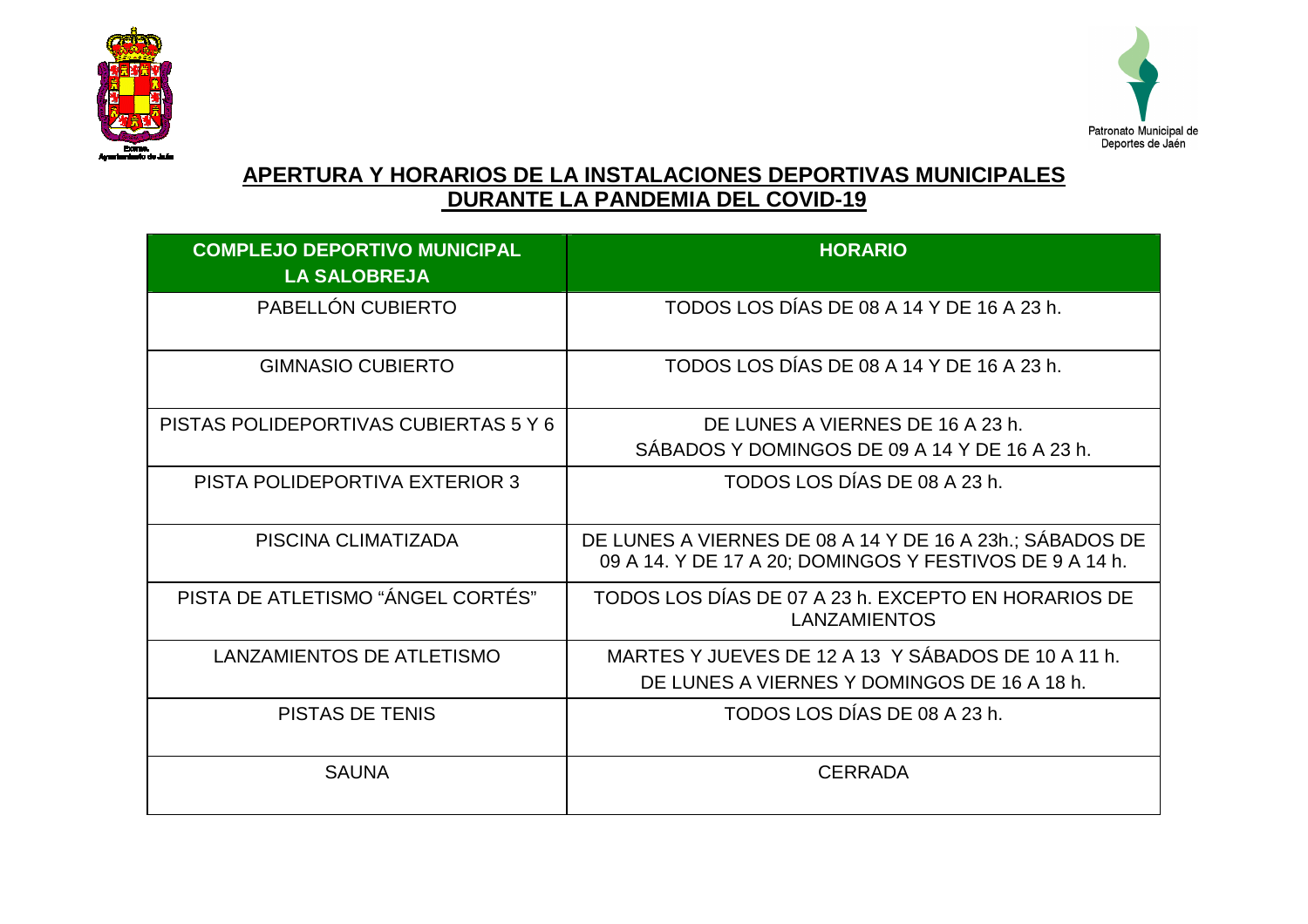Patronato Municipal de Deportes de Jaén

# APERTURA Y HORARIOS DE LA INSTALACIONES DEPORTIVAS MUNICIPALES DURANTE LA PANDEMIA DEL COVID-19

| **COMPLEJO DEPORTIVO MUNICIPAL LA SALOBREJA** | **HORARIO** |
|---|---|
| PABELLÓN CUBIERTO | TODOS LOS DÍAS DE 08 A 14 Y DE 16 A 23 h. |
| GIMNASIO CUBIERTO | TODOS LOS DÍAS DE 08 A 14 Y DE 16 A 23 h. |
| PISTAS POLIDEPORTIVAS CUBIERTAS 5 Y 6 | DE LUNES A VIERNES DE 16 A 23 h.<br>SÁBADOS Y DOMINGOS DE 09 A 14 Y DE 16 A 23 h. |
| PISTA POLIDEPORTIVA EXTERIOR 3 | TODOS LOS DÍAS DE 08 A 23 h. |
| PISCINA CLIMATIZADA | DE LUNES A VIERNES DE 08 A 14 Y DE 16 A 23h.; SÁBADOS DE 09 A 14. Y DE 17 A 20; DOMINGOS Y FESTIVOS DE 9 A 14 h. |
| PISTA DE ATLETISMO "ÁNGEL CORTÉS" | TODOS LOS DÍAS DE 07 A 23 h. EXCEPTO EN HORARIOS DE LANZAMIENTOS |
| LANZAMIENTOS DE ATLETISMO | MARTES Y JUEVES DE 12 A 13 Y SÁBADOS DE 10 A 11 h.<br>DE LUNES A VIERNES Y DOMINGOS DE 16 A 18 h. |
| PISTAS DE TENIS | TODOS LOS DÍAS DE 08 A 23 h. |
| SAUNA | CERRADA |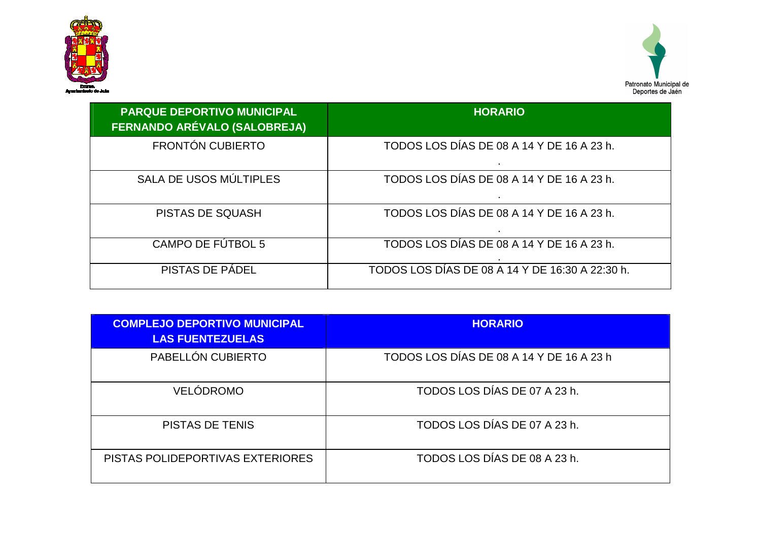Excmo. Ayuntamiento de Jaén

Patronato Municipal de Deportes de Jaén

| PARQUE DEPORTIVO MUNICIPAL FERNANDO ARÉVALO (SALOBREJA) | HORARIO |
|---|---|
| FRONTÓN CUBIERTO | TODOS LOS DÍAS DE 08 A 14 Y DE 16 A 23 h. . |
| SALA DE USOS MÚLTIPLES | TODOS LOS DÍAS DE 08 A 14 Y DE 16 A 23 h. . |
| PISTAS DE SQUASH | TODOS LOS DÍAS DE 08 A 14 Y DE 16 A 23 h. . |
| CAMPO DE FÚTBOL 5 | TODOS LOS DÍAS DE 08 A 14 Y DE 16 A 23 h. . |
| PISTAS DE PÁDEL | TODOS LOS DÍAS DE 08 A 14 Y DE 16:30 A 22:30 h. |

| COMPLEJO DEPORTIVO MUNICIPAL LAS FUENTEZUELAS | HORARIO |
|---|---|
| PABELLÓN CUBIERTO | TODOS LOS DÍAS DE 08 A 14 Y DE 16 A 23 h |
| VELÓDROMO | TODOS LOS DÍAS DE 07 A 23 h. |
| PISTAS DE TENIS | TODOS LOS DÍAS DE 07 A 23 h. |
| PISTAS POLIDEPORTIVAS EXTERIORES | TODOS LOS DÍAS DE 08 A 23 h. |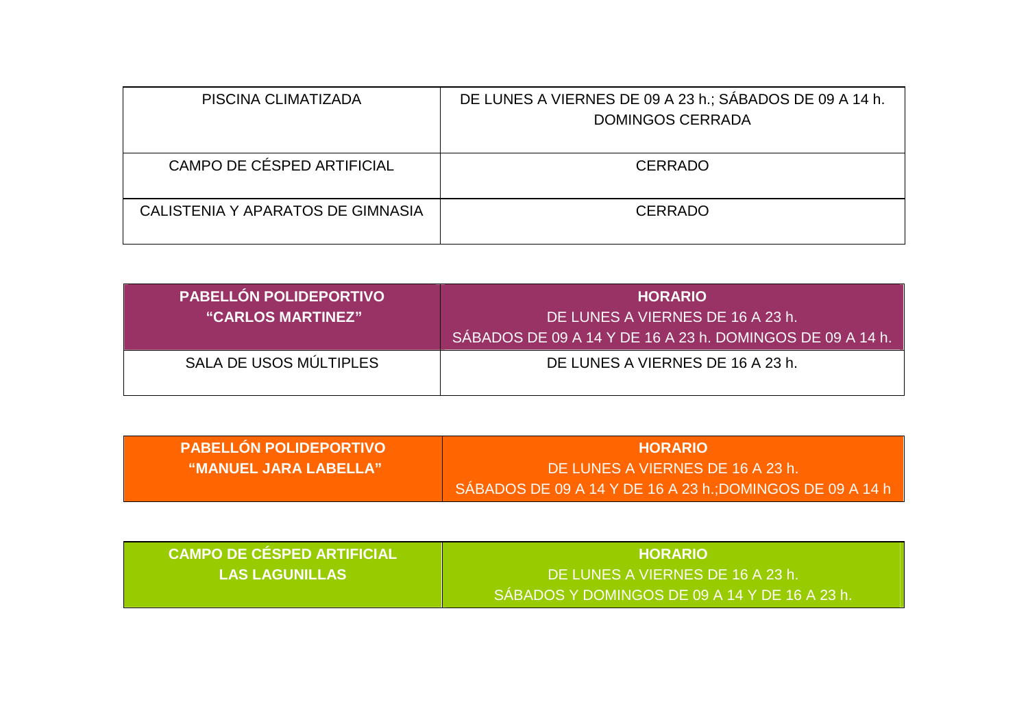| | |
|---|---|
| PISCINA CLIMATIZADA | DE LUNES A VIERNES DE 09 A 23 h.; SÁBADOS DE 09 A 14 h. DOMINGOS CERRADA |
| CAMPO DE CÉSPED ARTIFICIAL | CERRADO |
| CALISTENIA Y APARATOS DE GIMNASIA | CERRADO |

| **PABELLÓN POLIDEPORTIVO "CARLOS MARTINEZ"** | **HORARIO** DE LUNES A VIERNES DE 16 A 23 h. SÁBADOS DE 09 A 14 Y DE 16 A 23 h. DOMINGOS DE 09 A 14 h. |
|---|---|
| SALA DE USOS MÚLTIPLES | DE LUNES A VIERNES DE 16 A 23 h. |

| **PABELLÓN POLIDEPORTIVO "MANUEL JARA LABELLA"** | **HORARIO** DE LUNES A VIERNES DE 16 A 23 h. SÁBADOS DE 09 A 14 Y DE 16 A 23 h.;DOMINGOS DE 09 A 14 h |
|---|---|

| **CAMPO DE CÉSPED ARTIFICIAL LAS LAGUNILLAS** | **HORARIO** DE LUNES A VIERNES DE 16 A 23 h. SÁBADOS Y DOMINGOS DE 09 A 14 Y DE 16 A 23 h. |
|---|---|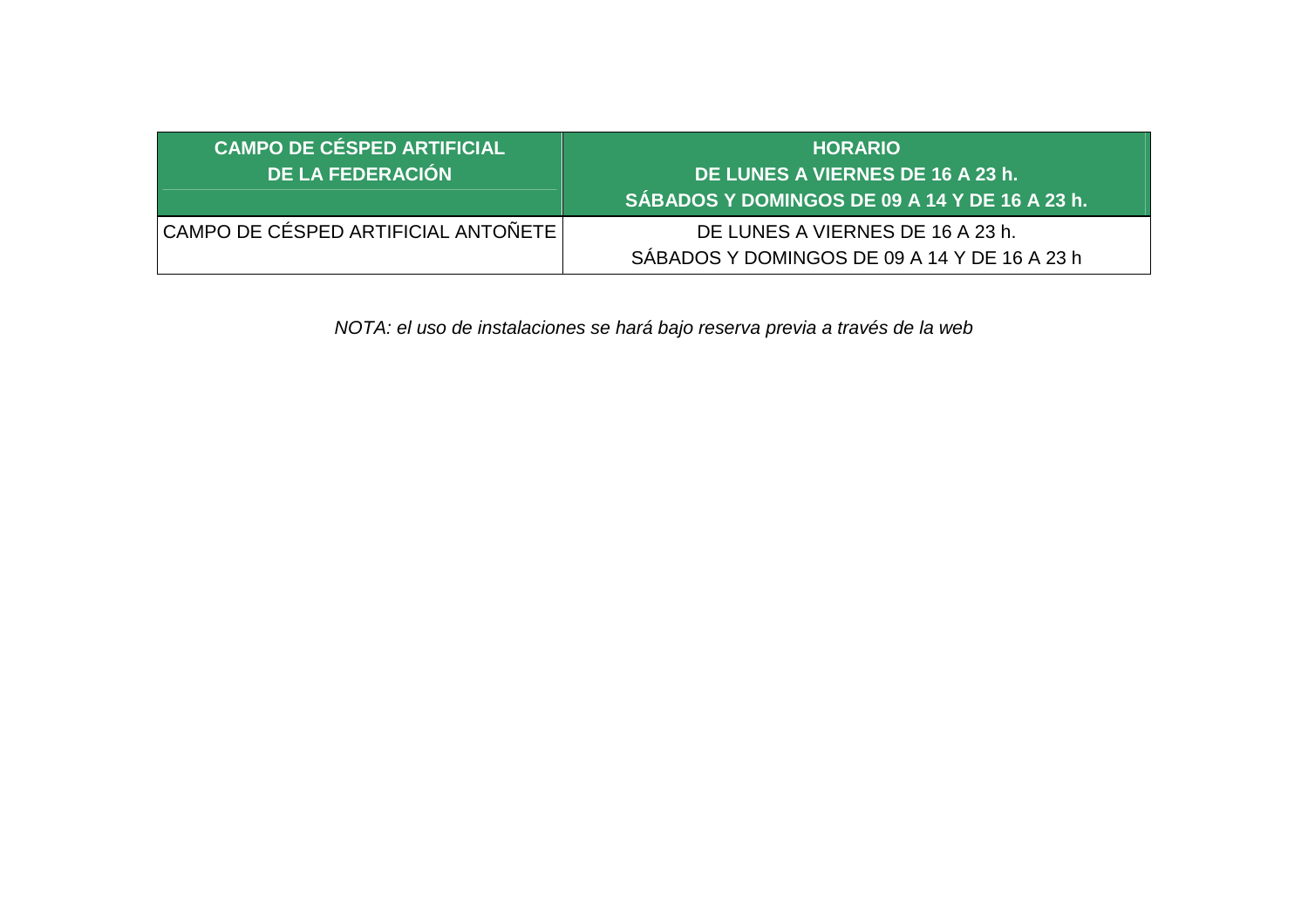| CAMPO DE CÉSPED ARTIFICIAL DE LA FEDERACIÓN | HORARIO DE LUNES A VIERNES DE 16 A 23 h. SÁBADOS Y DOMINGOS DE 09 A 14 Y DE 16 A 23 h. |
| --- | --- |
| CAMPO DE CÉSPED ARTIFICIAL ANTOÑETE | DE LUNES A VIERNES DE 16 A 23 h. SÁBADOS Y DOMINGOS DE 09 A 14 Y DE 16 A 23 h |

*NOTA: el uso de instalaciones se hará bajo reserva previa a través de la web*